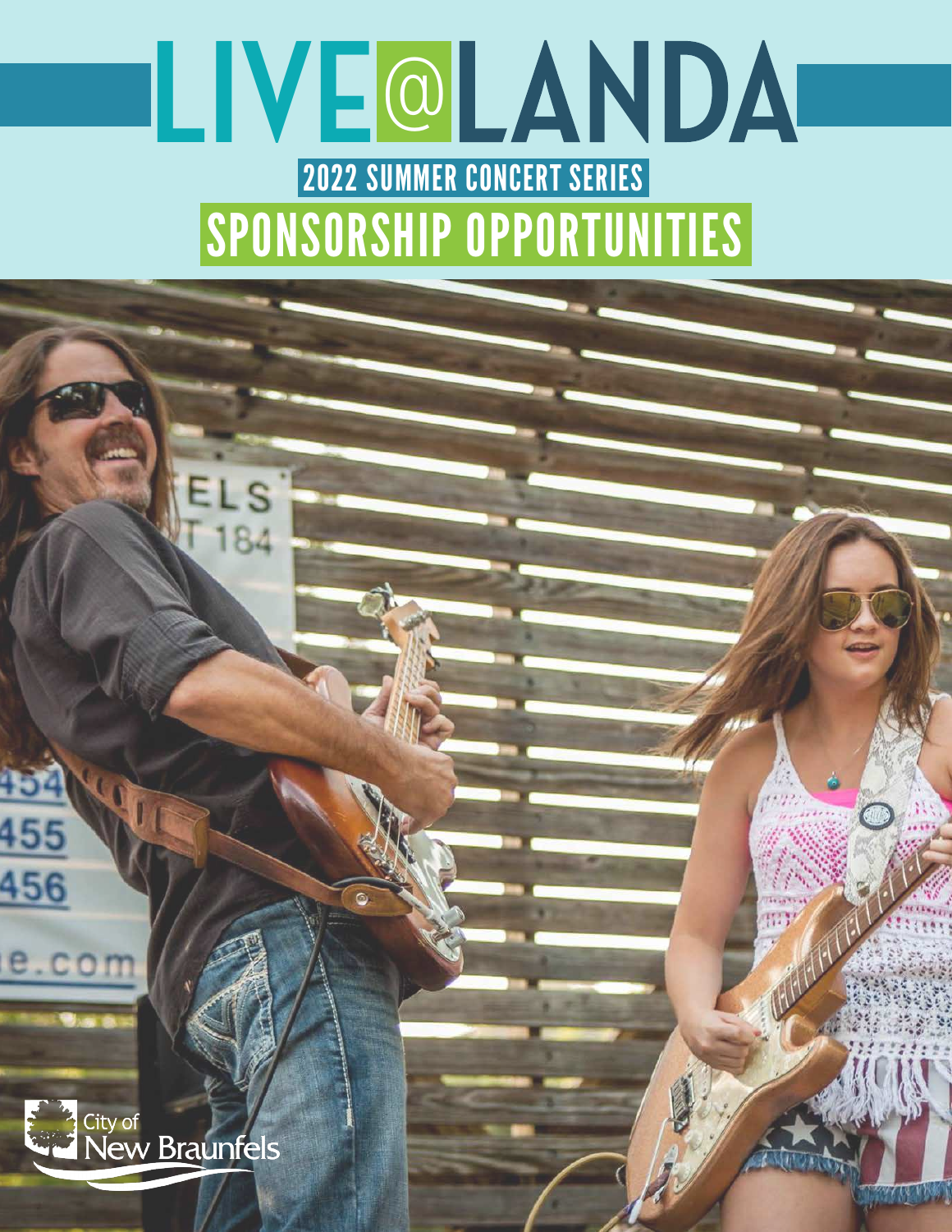# LIVE@LANDA

## 2022 SUMMER CONCERT SERIES

## SPONSORSHIP OPPORTUNITIES

City of New Braunfels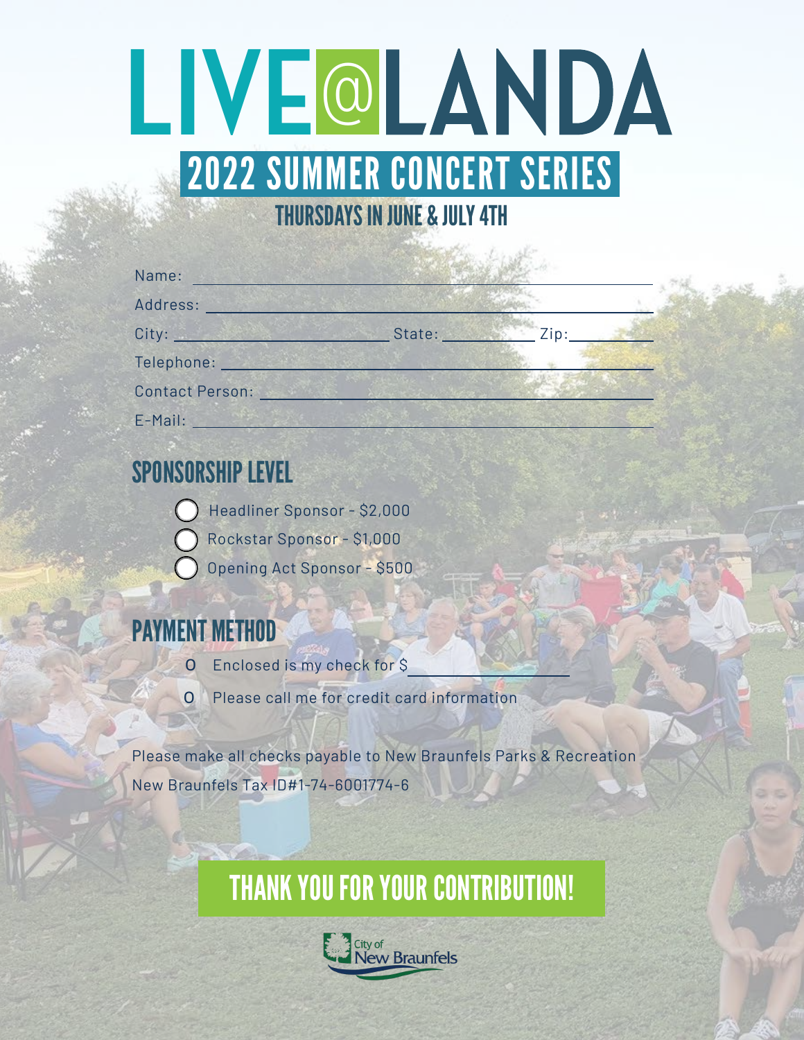# LIVE@LANDA

## 2022 SUMMER CONCERT SERIES

### THURSDAYS IN JUNE & JULY 4TH

Name: \_\_\_\_\_\_\_\_\_\_\_\_\_\_\_\_\_\_\_\_\_\_\_\_\_\_\_\_\_\_\_\_\_\_\_\_\_\_\_\_

Address: \_\_\_\_\_\_\_\_\_\_\_\_\_\_\_\_\_\_\_\_\_\_\_\_\_\_\_\_\_\_\_\_\_\_\_\_\_\_

City: \_\_\_\_\_\_\_\_\_\_\_\_\_\_\_\_\_\_\_\_ State: \_\_\_\_\_\_\_\_ Zip: \_\_\_\_\_\_\_\_

Telephone: \_\_\_\_\_\_\_\_\_\_\_\_\_\_\_\_\_\_\_\_\_\_\_\_\_\_\_\_\_\_\_\_\_\_\_\_

Contact Person: \_\_\_\_\_\_\_\_\_\_\_\_\_\_\_\_\_\_\_\_\_\_\_\_\_\_\_\_\_\_\_\_

E-Mail: \_\_\_\_\_\_\_\_\_\_\_\_\_\_\_\_\_\_\_\_\_\_\_\_\_\_\_\_\_\_\_\_\_\_\_\_\_\_\_

## SPONSORSHIP LEVEL

- ◯ Headliner Sponsor - $2,000
- ◯ Rockstar Sponsor - $1,000
- ◯ Opening Act Sponsor - $500

## PAYMENT METHOD

- o Enclosed is my check for $\_\_\_\_\_\_\_\_\_\_\_\_\_\_
- o Please call me for credit card information

Please make all checks payable to New Braunfels Parks & Recreation

New Braunfels Tax ID#1-74-6001774-6

## THANK YOU FOR YOUR CONTRIBUTION!

City of New Braunfels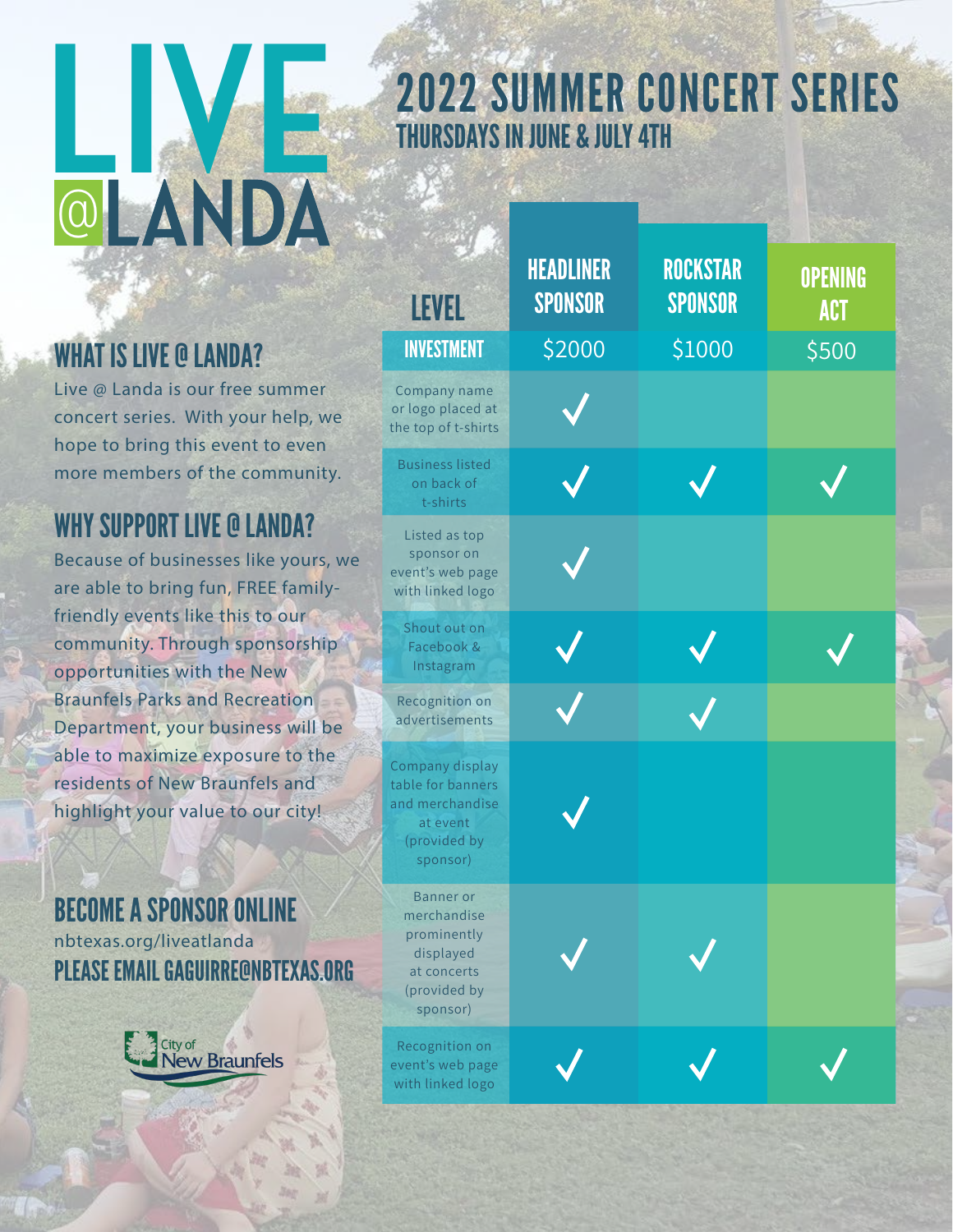# LIVE @LANDA

## 2022 SUMMER CONCERT SERIES
### THURSDAYS IN JUNE & JULY 4TH

## WHAT IS LIVE @ LANDA?

Live @ Landa is our free summer concert series. With your help, we hope to bring this event to even more members of the community.

## WHY SUPPORT LIVE @ LANDA?

Because of businesses like yours, we are able to bring fun, FREE family-friendly events like this to our community. Through sponsorship opportunities with the New Braunfels Parks and Recreation Department, your business will be able to maximize exposure to the residents of New Braunfels and highlight your value to our city!

## BECOME A SPONSOR ONLINE

nbtexas.org/liveatlanda

**PLEASE EMAIL GAGUIRRE@NBTEXAS.ORG**

| LEVEL | HEADLINER SPONSOR | ROCKSTAR SPONSOR | OPENING ACT |
|---|---|---|---|
| INVESTMENT | $2000 | $1000 | $500 |
| Company name or logo placed at the top of t-shirts | ✓ | | |
| Business listed on back of t-shirts | ✓ | ✓ | ✓ |
| Listed as top sponsor on event's web page with linked logo | ✓ | | |
| Shout out on Facebook & Instagram | ✓ | ✓ | ✓ |
| Recognition on advertisements | ✓ | ✓ | |
| Company display table for banners and merchandise at event (provided by sponsor) | ✓ | | |
| Banner or merchandise prominently displayed at concerts (provided by sponsor) | ✓ | ✓ | |
| Recognition on event's web page with linked logo | ✓ | ✓ | ✓ |

City of New Braunfels